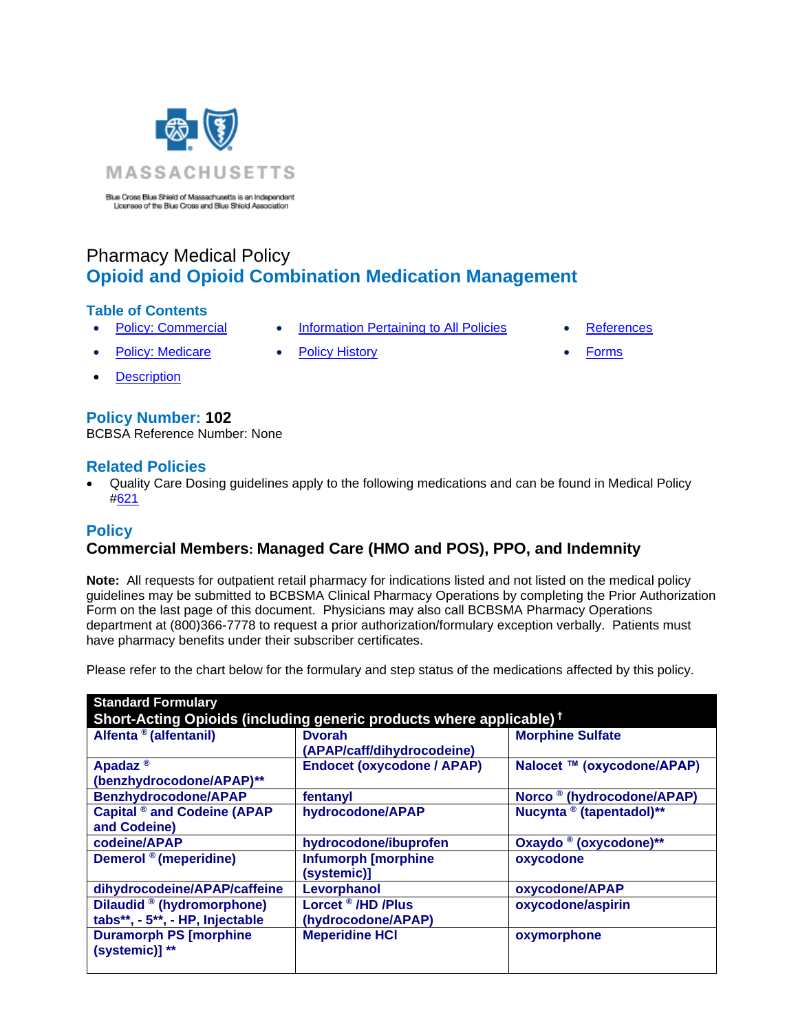MASSACHUSETTS

Blue Cross Blue Shield of Massachusetts is an Independent Licensee of the Blue Cross and Blue Shield Association

# Pharmacy Medical Policy
## Opioid and Opioid Combination Medication Management

### Table of Contents

- Policy: Commercial
- Policy: Medicare
- Description
- Information Pertaining to All Policies
- Policy History
- References
- Forms

**Policy Number: 102**

BCBSA Reference Number: None

### Related Policies

- Quality Care Dosing guidelines apply to the following medications and can be found in Medical Policy #621

### Policy

**Commercial Members: Managed Care (HMO and POS), PPO, and Indemnity**

**Note:** All requests for outpatient retail pharmacy for indications listed and not listed on the medical policy guidelines may be submitted to BCBSMA Clinical Pharmacy Operations by completing the Prior Authorization Form on the last page of this document. Physicians may also call BCBSMA Pharmacy Operations department at (800)366-7778 to request a prior authorization/formulary exception verbally. Patients must have pharmacy benefits under their subscriber certificates.

Please refer to the chart below for the formulary and step status of the medications affected by this policy.

| Standard Formulary<br>Short-Acting Opioids (including generic products where applicable) † | | |
|---|---|---|
| Alfenta ® (alfentanil) | Dvorah (APAP/caff/dihydrocodeine) | Morphine Sulfate |
| Apadaz ® (benzhydrocodone/APAP)** | Endocet (oxycodone / APAP) | Nalocet ™ (oxycodone/APAP) |
| Benzhydrocodone/APAP | fentanyl | Norco ® (hydrocodone/APAP) |
| Capital ® and Codeine (APAP and Codeine) | hydrocodone/APAP | Nucynta ® (tapentadol)** |
| codeine/APAP | hydrocodone/ibuprofen | Oxaydo ® (oxycodone)** |
| Demerol ® (meperidine) | Infumorph [morphine (systemic)] | oxycodone |
| dihydrocodeine/APAP/caffeine | Levorphanol | oxycodone/APAP |
| Dilaudid ® (hydromorphone) tabs**, - 5**, - HP, Injectable | Lorcet ® /HD /Plus (hydrocodone/APAP) | oxycodone/aspirin |
| Duramorph PS [morphine (systemic)] ** | Meperidine HCl | oxymorphone |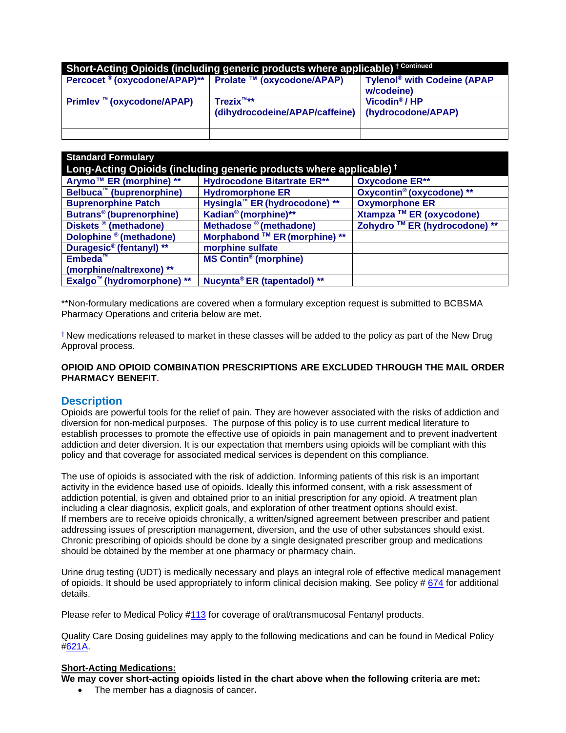| Short-Acting Opioids (including generic products where applicable) † Continued | | |
|---|---|---|
| **Percocet ® (oxycodone/APAP)**** | **Prolate ™ (oxycodone/APAP)** | **Tylenol® with Codeine (APAP w/codeine)** |
| **Primlev ™ (oxycodone/APAP)** | **Trezix™** (dihydrocodeine/APAP/caffeine)** | **Vicodin® / HP (hydrocodone/APAP)** |
| | | |

| Standard Formulary Long-Acting Opioids (including generic products where applicable) † | | |
|---|---|---|
| **Arymo™ ER (morphine) **** | **Hydrocodone Bitartrate ER**** | **Oxycodone ER**** |
| **Belbuca™ (buprenorphine)** | **Hydromorphone ER** | **Oxycontin® (oxycodone) **** |
| **Buprenorphine Patch** | **Hysingla™ ER (hydrocodone) **** | **Oxymorphone ER** |
| **Butrans® (buprenorphine)** | **Kadian® (morphine)**** | **Xtampza ™ ER (oxycodone)** |
| **Diskets ® (methadone)** | **Methadose ® (methadone)** | **Zohydro ™ ER (hydrocodone) **** |
| **Dolophine ® (methadone)** | **Morphabond ™ ER (morphine) **** | |
| **Duragesic® (fentanyl) **** | **morphine sulfate** | |
| **Embeda™ (morphine/naltrexone) **** | **MS Contin® (morphine)** | |
| **Exalgo™ (hydromorphone) **** | **Nucynta® ER (tapentadol) **** | |

**Non-formulary medications are covered when a formulary exception request is submitted to BCBSMA Pharmacy Operations and criteria below are met.

† New medications released to market in these classes will be added to the policy as part of the New Drug Approval process.

**OPIOID AND OPIOID COMBINATION PRESCRIPTIONS ARE EXCLUDED THROUGH THE MAIL ORDER PHARMACY BENEFIT.**

## Description

Opioids are powerful tools for the relief of pain. They are however associated with the risks of addiction and diversion for non-medical purposes. The purpose of this policy is to use current medical literature to establish processes to promote the effective use of opioids in pain management and to prevent inadvertent addiction and deter diversion. It is our expectation that members using opioids will be compliant with this policy and that coverage for associated medical services is dependent on this compliance.

The use of opioids is associated with the risk of addiction. Informing patients of this risk is an important activity in the evidence based use of opioids. Ideally this informed consent, with a risk assessment of addiction potential, is given and obtained prior to an initial prescription for any opioid. A treatment plan including a clear diagnosis, explicit goals, and exploration of other treatment options should exist. If members are to receive opioids chronically, a written/signed agreement between prescriber and patient addressing issues of prescription management, diversion, and the use of other substances should exist. Chronic prescribing of opioids should be done by a single designated prescriber group and medications should be obtained by the member at one pharmacy or pharmacy chain.

Urine drug testing (UDT) is medically necessary and plays an integral role of effective medical management of opioids. It should be used appropriately to inform clinical decision making. See policy # 674 for additional details.

Please refer to Medical Policy #113 for coverage of oral/transmucosal Fentanyl products.

Quality Care Dosing guidelines may apply to the following medications and can be found in Medical Policy #621A.

**Short-Acting Medications:**

**We may cover short-acting opioids listed in the chart above when the following criteria are met:**

- The member has a diagnosis of cancer.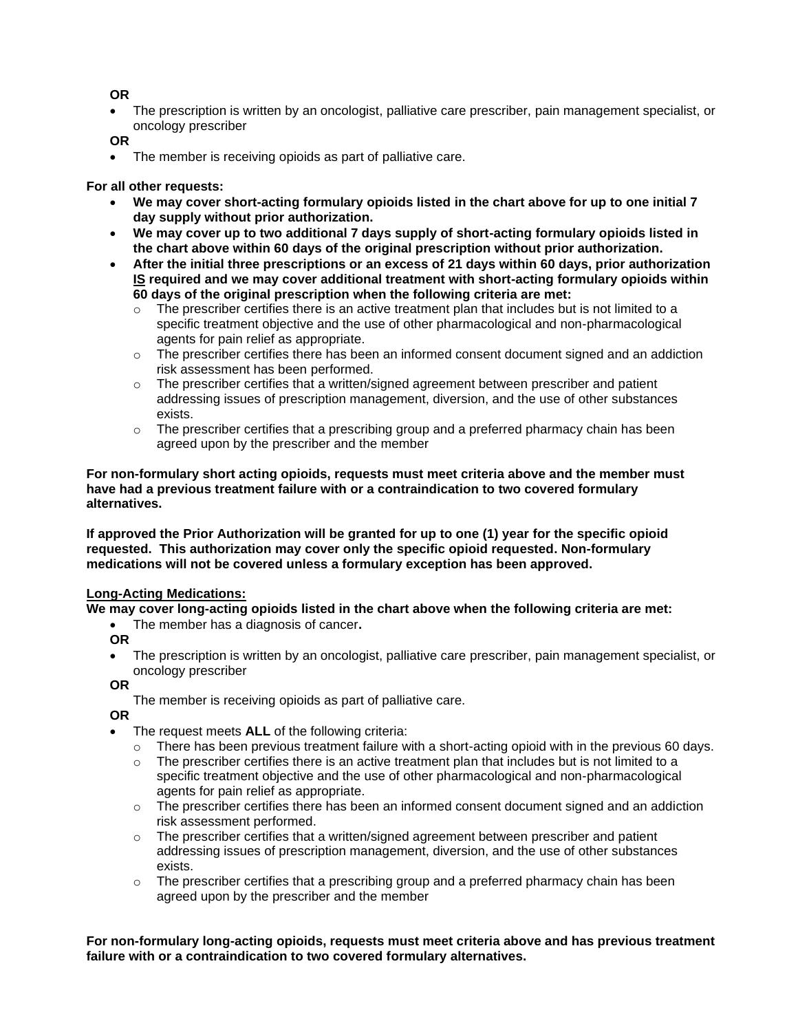**OR**

- The prescription is written by an oncologist, palliative care prescriber, pain management specialist, or oncology prescriber

**OR**

- The member is receiving opioids as part of palliative care.

**For all other requests:**

- **We may cover short-acting formulary opioids listed in the chart above for up to one initial 7 day supply without prior authorization.**
- **We may cover up to two additional 7 days supply of short-acting formulary opioids listed in the chart above within 60 days of the original prescription without prior authorization.**
- **After the initial three prescriptions or an excess of 21 days within 60 days, prior authorization <u>IS</u> required and we may cover additional treatment with short-acting formulary opioids within 60 days of the original prescription when the following criteria are met:**
  - The prescriber certifies there is an active treatment plan that includes but is not limited to a specific treatment objective and the use of other pharmacological and non-pharmacological agents for pain relief as appropriate.
  - The prescriber certifies there has been an informed consent document signed and an addiction risk assessment has been performed.
  - The prescriber certifies that a written/signed agreement between prescriber and patient addressing issues of prescription management, diversion, and the use of other substances exists.
  - The prescriber certifies that a prescribing group and a preferred pharmacy chain has been agreed upon by the prescriber and the member

**For non-formulary short acting opioids, requests must meet criteria above and the member must have had a previous treatment failure with or a contraindication to two covered formulary alternatives.**

**If approved the Prior Authorization will be granted for up to one (1) year for the specific opioid requested. This authorization may cover only the specific opioid requested. Non-formulary medications will not be covered unless a formulary exception has been approved.**

**<u>Long-Acting Medications:</u>**

**We may cover long-acting opioids listed in the chart above when the following criteria are met:**

- The member has a diagnosis of cancer**.**

**OR**

- The prescription is written by an oncologist, palliative care prescriber, pain management specialist, or oncology prescriber

**OR**

The member is receiving opioids as part of palliative care.

**OR**

- The request meets **ALL** of the following criteria:
  - There has been previous treatment failure with a short-acting opioid with in the previous 60 days.
  - The prescriber certifies there is an active treatment plan that includes but is not limited to a specific treatment objective and the use of other pharmacological and non-pharmacological agents for pain relief as appropriate.
  - The prescriber certifies there has been an informed consent document signed and an addiction risk assessment performed.
  - The prescriber certifies that a written/signed agreement between prescriber and patient addressing issues of prescription management, diversion, and the use of other substances exists.
  - The prescriber certifies that a prescribing group and a preferred pharmacy chain has been agreed upon by the prescriber and the member

**For non-formulary long-acting opioids, requests must meet criteria above and has previous treatment failure with or a contraindication to two covered formulary alternatives.**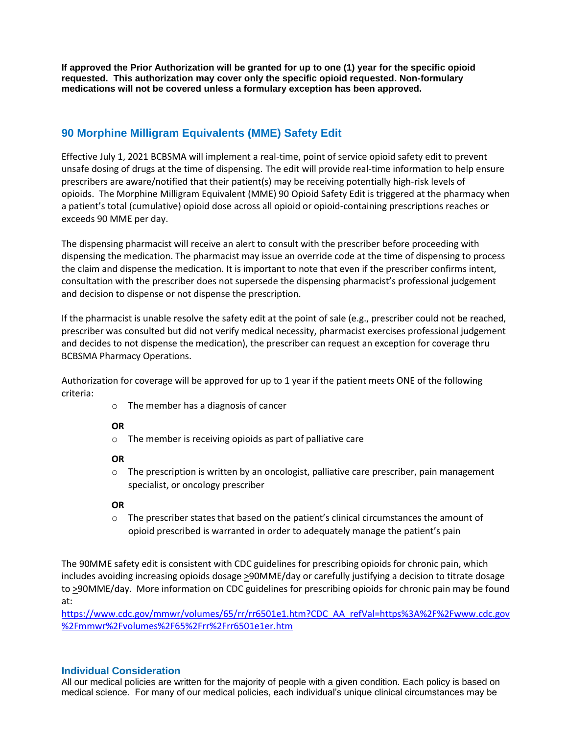**If approved the Prior Authorization will be granted for up to one (1) year for the specific opioid requested. This authorization may cover only the specific opioid requested. Non-formulary medications will not be covered unless a formulary exception has been approved.**

## 90 Morphine Milligram Equivalents (MME) Safety Edit

Effective July 1, 2021 BCBSMA will implement a real-time, point of service opioid safety edit to prevent unsafe dosing of drugs at the time of dispensing. The edit will provide real-time information to help ensure prescribers are aware/notified that their patient(s) may be receiving potentially high-risk levels of opioids. The Morphine Milligram Equivalent (MME) 90 Opioid Safety Edit is triggered at the pharmacy when a patient's total (cumulative) opioid dose across all opioid or opioid-containing prescriptions reaches or exceeds 90 MME per day.

The dispensing pharmacist will receive an alert to consult with the prescriber before proceeding with dispensing the medication. The pharmacist may issue an override code at the time of dispensing to process the claim and dispense the medication. It is important to note that even if the prescriber confirms intent, consultation with the prescriber does not supersede the dispensing pharmacist's professional judgement and decision to dispense or not dispense the prescription.

If the pharmacist is unable resolve the safety edit at the point of sale (e.g., prescriber could not be reached, prescriber was consulted but did not verify medical necessity, pharmacist exercises professional judgement and decides to not dispense the medication), the prescriber can request an exception for coverage thru BCBSMA Pharmacy Operations.

Authorization for coverage will be approved for up to 1 year if the patient meets ONE of the following criteria:

- The member has a diagnosis of cancer

**OR**

- The member is receiving opioids as part of palliative care

**OR**

- The prescription is written by an oncologist, palliative care prescriber, pain management specialist, or oncology prescriber

**OR**

- The prescriber states that based on the patient's clinical circumstances the amount of opioid prescribed is warranted in order to adequately manage the patient's pain

The 90MME safety edit is consistent with CDC guidelines for prescribing opioids for chronic pain, which includes avoiding increasing opioids dosage ≥90MME/day or carefully justifying a decision to titrate dosage to ≥90MME/day. More information on CDC guidelines for prescribing opioids for chronic pain may be found at:
https://www.cdc.gov/mmwr/volumes/65/rr/rr6501e1.htm?CDC_AA_refVal=https%3A%2F%2Fwww.cdc.gov%2Fmmwr%2Fvolumes%2F65%2Frr%2Frr6501e1er.htm

## Individual Consideration

All our medical policies are written for the majority of people with a given condition. Each policy is based on medical science. For many of our medical policies, each individual's unique clinical circumstances may be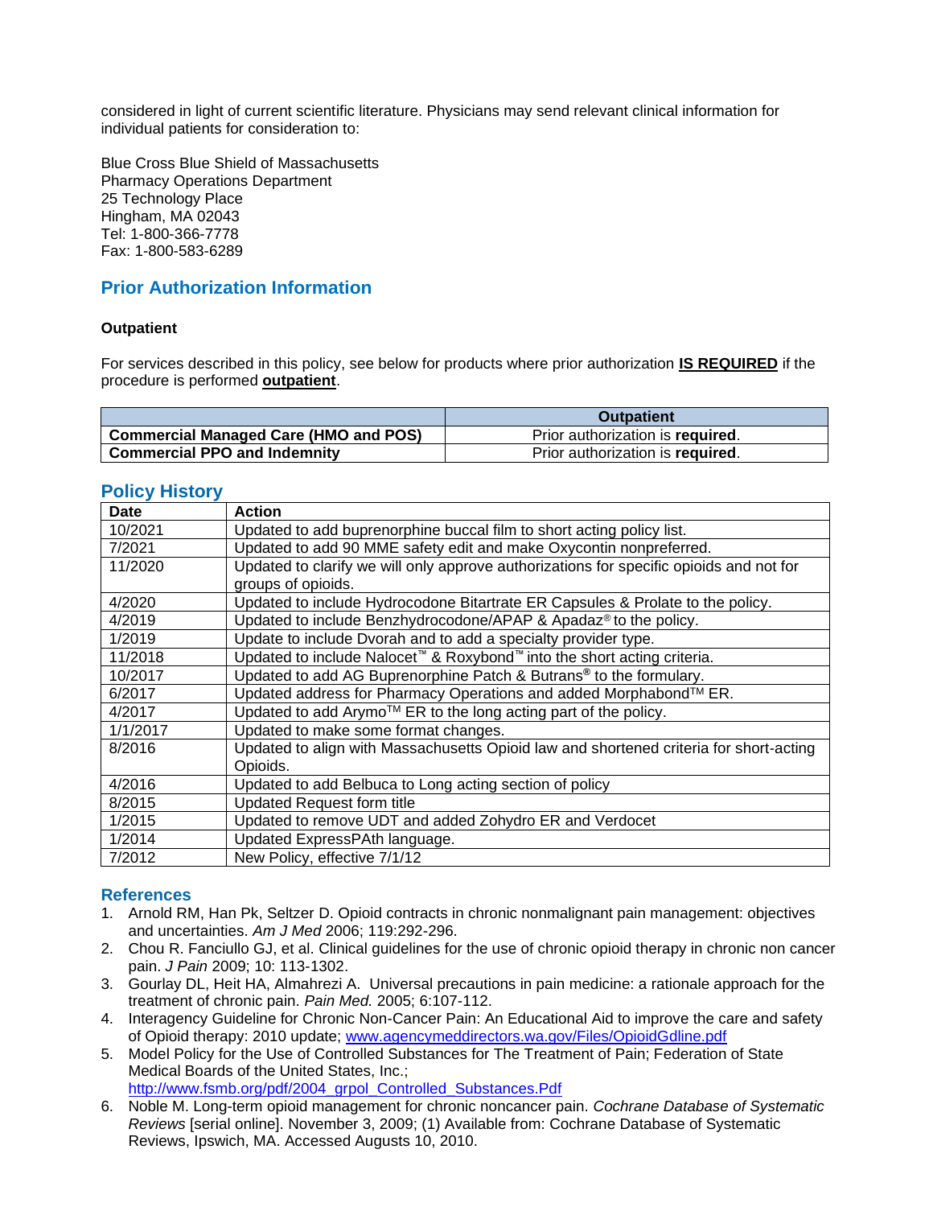considered in light of current scientific literature. Physicians may send relevant clinical information for individual patients for consideration to:

Blue Cross Blue Shield of Massachusetts
Pharmacy Operations Department
25 Technology Place
Hingham, MA 02043
Tel: 1-800-366-7778
Fax: 1-800-583-6289

## Prior Authorization Information

**Outpatient**

For services described in this policy, see below for products where prior authorization **IS REQUIRED** if the procedure is performed **outpatient**.

| | Outpatient |
|---|---|
| **Commercial Managed Care (HMO and POS)** | Prior authorization is **required**. |
| **Commercial PPO and Indemnity** | Prior authorization is **required**. |

## Policy History

| Date | Action |
|---|---|
| 10/2021 | Updated to add buprenorphine buccal film to short acting policy list. |
| 7/2021 | Updated to add 90 MME safety edit and make Oxycontin nonpreferred. |
| 11/2020 | Updated to clarify we will only approve authorizations for specific opioids and not for groups of opioids. |
| 4/2020 | Updated to include Hydrocodone Bitartrate ER Capsules & Prolate to the policy. |
| 4/2019 | Updated to include Benzhydrocodone/APAP & Apadaz® to the policy. |
| 1/2019 | Update to include Dvorah and to add a specialty provider type. |
| 11/2018 | Updated to include Nalocet™ & Roxybond™ into the short acting criteria. |
| 10/2017 | Updated to add AG Buprenorphine Patch & Butrans® to the formulary. |
| 6/2017 | Updated address for Pharmacy Operations and added Morphabond™ ER. |
| 4/2017 | Updated to add Arymo™ ER to the long acting part of the policy. |
| 1/1/2017 | Updated to make some format changes. |
| 8/2016 | Updated to align with Massachusetts Opioid law and shortened criteria for short-acting Opioids. |
| 4/2016 | Updated to add Belbuca to Long acting section of policy |
| 8/2015 | Updated Request form title |
| 1/2015 | Updated to remove UDT and added Zohydro ER and Verdocet |
| 1/2014 | Updated ExpressPAth language. |
| 7/2012 | New Policy, effective 7/1/12 |

## References

1. Arnold RM, Han Pk, Seltzer D. Opioid contracts in chronic nonmalignant pain management: objectives and uncertainties. *Am J Med* 2006; 119:292-296.
2. Chou R. Fanciullo GJ, et al. Clinical guidelines for the use of chronic opioid therapy in chronic non cancer pain. *J Pain* 2009; 10: 113-1302.
3. Gourlay DL, Heit HA, Almahrezi A. Universal precautions in pain medicine: a rationale approach for the treatment of chronic pain. *Pain Med.* 2005; 6:107-112.
4. Interagency Guideline for Chronic Non-Cancer Pain: An Educational Aid to improve the care and safety of Opioid therapy: 2010 update; www.agencymeddirectors.wa.gov/Files/OpioidGdline.pdf
5. Model Policy for the Use of Controlled Substances for The Treatment of Pain; Federation of State Medical Boards of the United States, Inc.; http://www.fsmb.org/pdf/2004_grpol_Controlled_Substances.Pdf
6. Noble M. Long-term opioid management for chronic noncancer pain. *Cochrane Database of Systematic Reviews* [serial online]. November 3, 2009; (1) Available from: Cochrane Database of Systematic Reviews, Ipswich, MA. Accessed Augusts 10, 2010.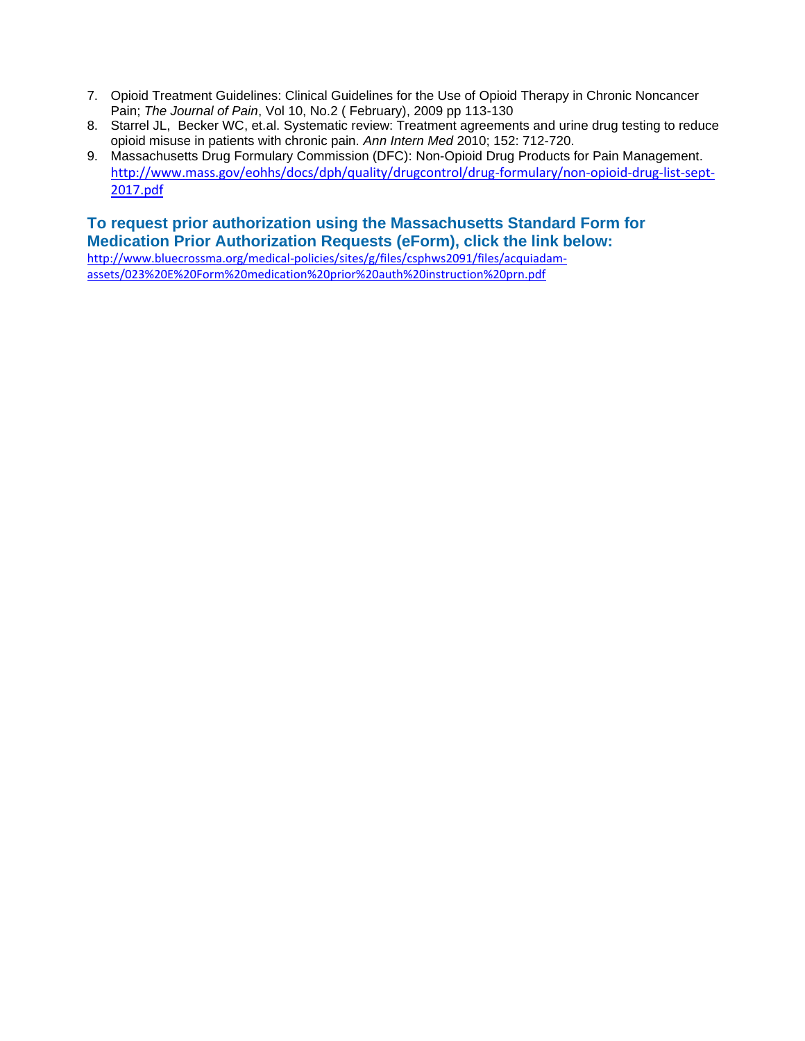7. Opioid Treatment Guidelines: Clinical Guidelines for the Use of Opioid Therapy in Chronic Noncancer Pain; *The Journal of Pain*, Vol 10, No.2 ( February), 2009 pp 113-130
8. Starrel JL, Becker WC, et.al. Systematic review: Treatment agreements and urine drug testing to reduce opioid misuse in patients with chronic pain. *Ann Intern Med* 2010; 152: 712-720.
9. Massachusetts Drug Formulary Commission (DFC): Non-Opioid Drug Products for Pain Management. http://www.mass.gov/eohhs/docs/dph/quality/drugcontrol/drug-formulary/non-opioid-drug-list-sept-2017.pdf

## To request prior authorization using the Massachusetts Standard Form for Medication Prior Authorization Requests (eForm), click the link below:

http://www.bluecrossma.org/medical-policies/sites/g/files/csphws2091/files/acquiadam-assets/023%20E%20Form%20medication%20prior%20auth%20instruction%20prn.pdf